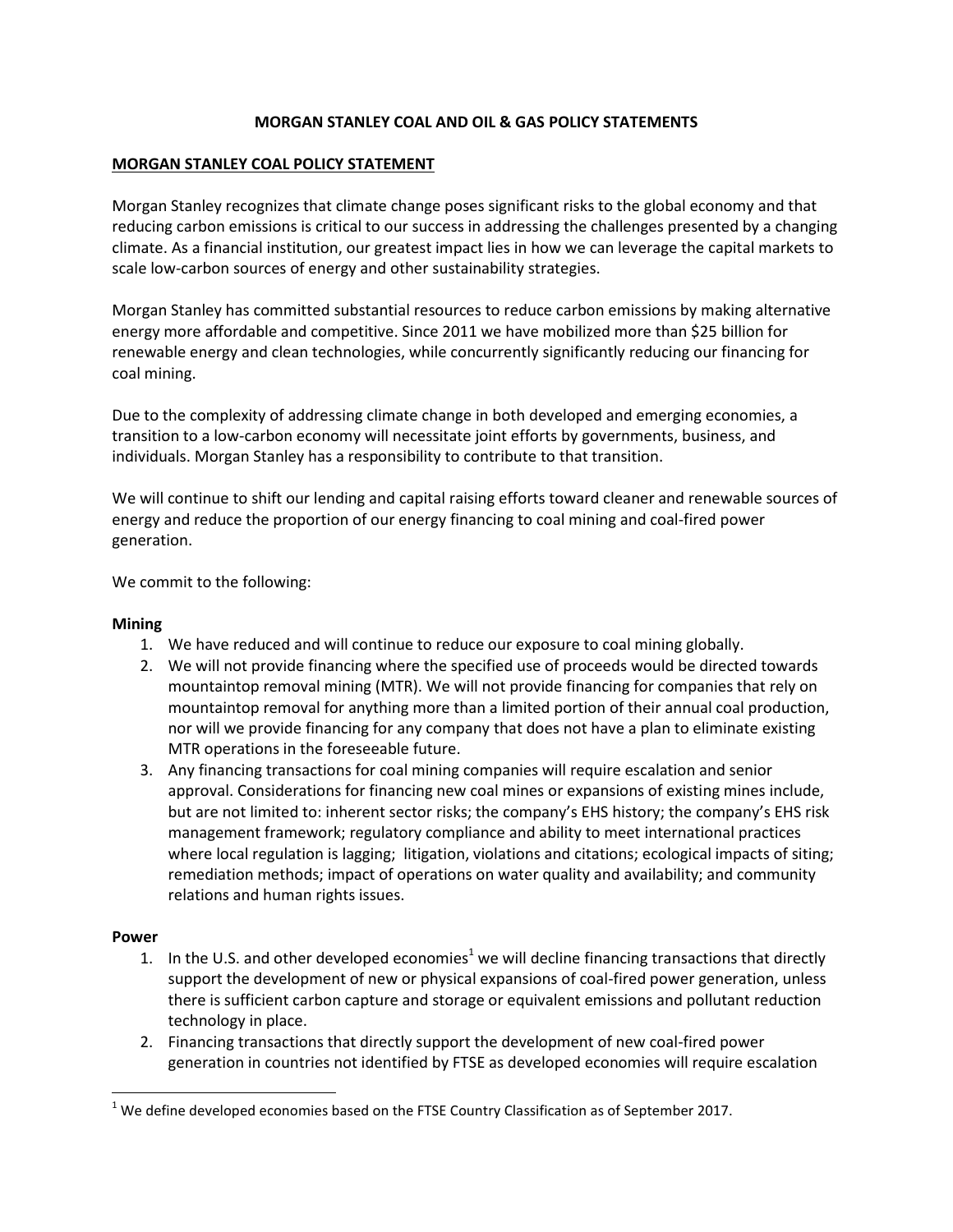# MORGAN STANLEY COAL AND OIL & GAS POLICY STATEMENTS

## MORGAN STANLEY COAL POLICY STATEMENT

Morgan Stanley recognizes that climate change poses significant risks to the global economy and that reducing carbon emissions is critical to our success in addressing the challenges presented by a changing climate. As a financial institution, our greatest impact lies in how we can leverage the capital markets to scale low-carbon sources of energy and other sustainability strategies.

Morgan Stanley has committed substantial resources to reduce carbon emissions by making alternative energy more affordable and competitive. Since 2011 we have mobilized more than $25 billion for renewable energy and clean technologies, while concurrently significantly reducing our financing for coal mining.

Due to the complexity of addressing climate change in both developed and emerging economies, a transition to a low-carbon economy will necessitate joint efforts by governments, business, and individuals. Morgan Stanley has a responsibility to contribute to that transition.

We will continue to shift our lending and capital raising efforts toward cleaner and renewable sources of energy and reduce the proportion of our energy financing to coal mining and coal-fired power generation.

We commit to the following:

**Mining**

1. We have reduced and will continue to reduce our exposure to coal mining globally.
2. We will not provide financing where the specified use of proceeds would be directed towards mountaintop removal mining (MTR). We will not provide financing for companies that rely on mountaintop removal for anything more than a limited portion of their annual coal production, nor will we provide financing for any company that does not have a plan to eliminate existing MTR operations in the foreseeable future.
3. Any financing transactions for coal mining companies will require escalation and senior approval. Considerations for financing new coal mines or expansions of existing mines include, but are not limited to: inherent sector risks; the company's EHS history; the company's EHS risk management framework; regulatory compliance and ability to meet international practices where local regulation is lagging; litigation, violations and citations; ecological impacts of siting; remediation methods; impact of operations on water quality and availability; and community relations and human rights issues.

**Power**

1. In the U.S. and other developed economies[1] we will decline financing transactions that directly support the development of new or physical expansions of coal-fired power generation, unless there is sufficient carbon capture and storage or equivalent emissions and pollutant reduction technology in place.
2. Financing transactions that directly support the development of new coal-fired power generation in countries not identified by FTSE as developed economies will require escalation

[1] We define developed economies based on the FTSE Country Classification as of September 2017.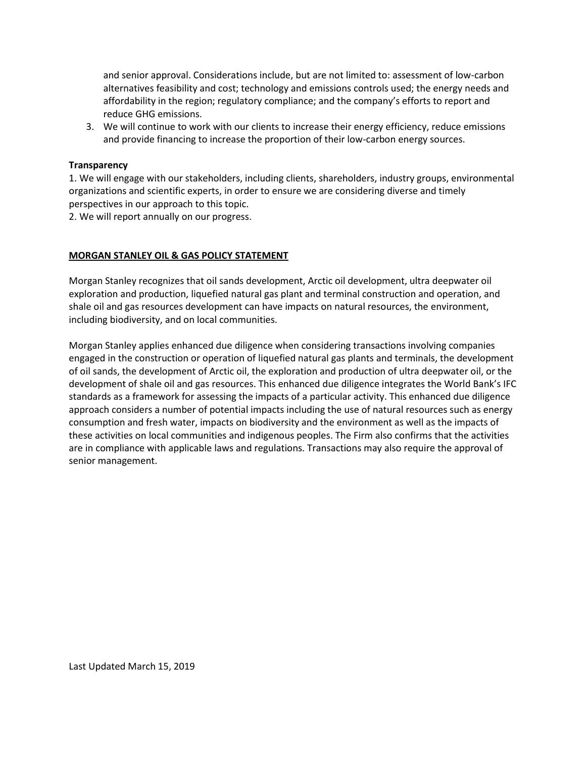and senior approval. Considerations include, but are not limited to: assessment of low-carbon alternatives feasibility and cost; technology and emissions controls used; the energy needs and affordability in the region; regulatory compliance; and the company's efforts to report and reduce GHG emissions.

3. We will continue to work with our clients to increase their energy efficiency, reduce emissions and provide financing to increase the proportion of their low-carbon energy sources.

**Transparency**

1. We will engage with our stakeholders, including clients, shareholders, industry groups, environmental organizations and scientific experts, in order to ensure we are considering diverse and timely perspectives in our approach to this topic.
2. We will report annually on our progress.

## MORGAN STANLEY OIL & GAS POLICY STATEMENT

Morgan Stanley recognizes that oil sands development, Arctic oil development, ultra deepwater oil exploration and production, liquefied natural gas plant and terminal construction and operation, and shale oil and gas resources development can have impacts on natural resources, the environment, including biodiversity, and on local communities.

Morgan Stanley applies enhanced due diligence when considering transactions involving companies engaged in the construction or operation of liquefied natural gas plants and terminals, the development of oil sands, the development of Arctic oil, the exploration and production of ultra deepwater oil, or the development of shale oil and gas resources. This enhanced due diligence integrates the World Bank's IFC standards as a framework for assessing the impacts of a particular activity. This enhanced due diligence approach considers a number of potential impacts including the use of natural resources such as energy consumption and fresh water, impacts on biodiversity and the environment as well as the impacts of these activities on local communities and indigenous peoples. The Firm also confirms that the activities are in compliance with applicable laws and regulations. Transactions may also require the approval of senior management.

Last Updated March 15, 2019